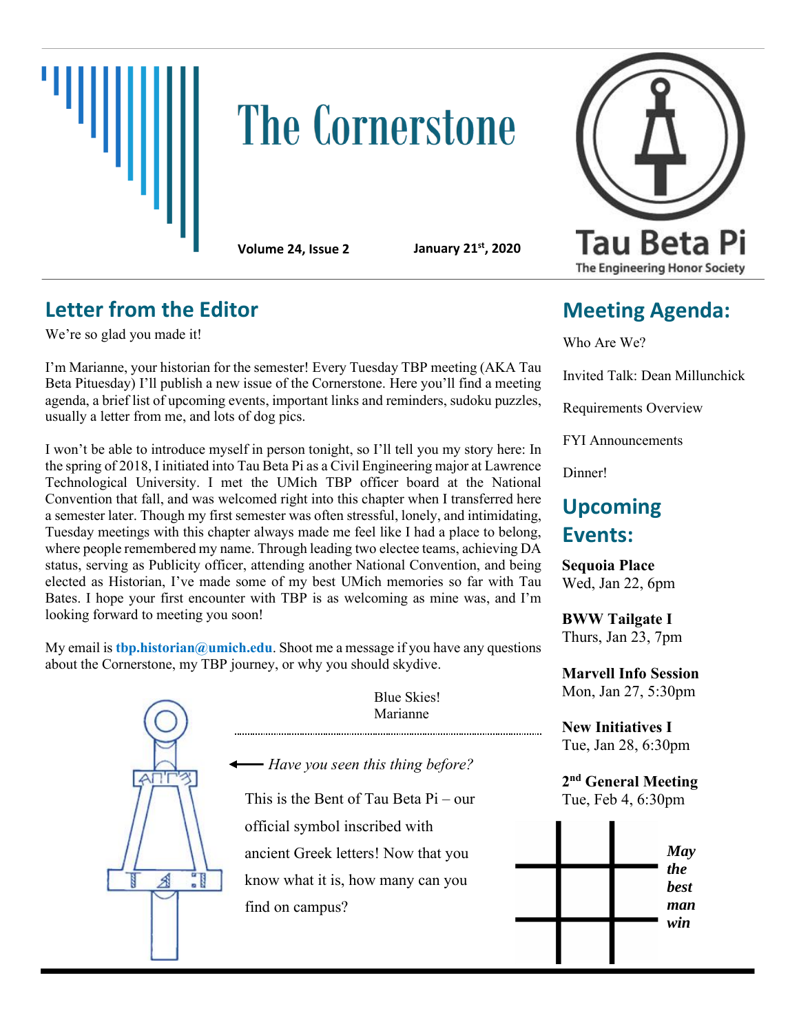# The Cornerstone

**Volume 24, Issue 2** **January 21st, 2020**

Tau Beta Pi
The Engineering Honor Society

## Letter from the Editor

We're so glad you made it!

I'm Marianne, your historian for the semester! Every Tuesday TBP meeting (AKA Tau Beta Pituesday) I'll publish a new issue of the Cornerstone. Here you'll find a meeting agenda, a brief list of upcoming events, important links and reminders, sudoku puzzles, usually a letter from me, and lots of dog pics.

I won't be able to introduce myself in person tonight, so I'll tell you my story here: In the spring of 2018, I initiated into Tau Beta Pi as a Civil Engineering major at Lawrence Technological University. I met the UMich TBP officer board at the National Convention that fall, and was welcomed right into this chapter when I transferred here a semester later. Though my first semester was often stressful, lonely, and intimidating, Tuesday meetings with this chapter always made me feel like I had a place to belong, where people remembered my name. Through leading two electee teams, achieving DA status, serving as Publicity officer, attending another National Convention, and being elected as Historian, I've made some of my best UMich memories so far with Tau Bates. I hope your first encounter with TBP is as welcoming as mine was, and I'm looking forward to meeting you soon!

My email is **tbp.historian@umich.edu**. Shoot me a message if you have any questions about the Cornerstone, my TBP journey, or why you should skydive.

Blue Skies!
Marianne

← *Have you seen this thing before?*

This is the Bent of Tau Beta Pi – our official symbol inscribed with ancient Greek letters! Now that you know what it is, how many can you find on campus?

## Meeting Agenda:

Who Are We?

Invited Talk: Dean Millunchick

Requirements Overview

FYI Announcements

Dinner!

## Upcoming Events:

**Sequoia Place**
Wed, Jan 22, 6pm

**BWW Tailgate I**
Thurs, Jan 23, 7pm

**Marvell Info Session**
Mon, Jan 27, 5:30pm

**New Initiatives I**
Tue, Jan 28, 6:30pm

**2nd General Meeting**
Tue, Feb 4, 6:30pm

***May the best man win***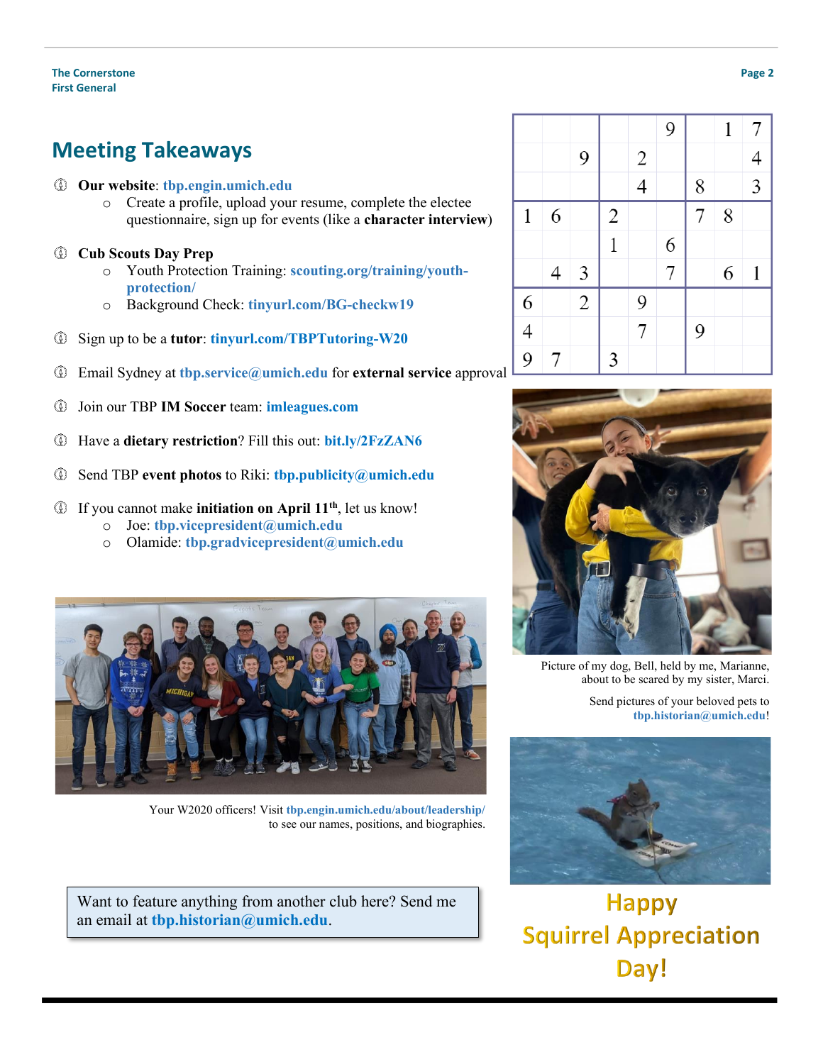## Meeting Takeaways

- **Our website**: tbp.engin.umich.edu
  - Create a profile, upload your resume, complete the electee questionnaire, sign up for events (like a **character interview**)
- **Cub Scouts Day Prep**
  - Youth Protection Training: scouting.org/training/youth-protection/
  - Background Check: tinyurl.com/BG-checkw19
- Sign up to be a **tutor**: tinyurl.com/TBPTutoring-W20
- Email Sydney at tbp.service@umich.edu for **external service** approval
- Join our TBP **IM Soccer** team: imleagues.com
- Have a **dietary restriction**? Fill this out: bit.ly/2FzZAN6
- Send TBP **event photos** to Riki: tbp.publicity@umich.edu
- If you cannot make **initiation on April 11th**, let us know!
  - Joe: tbp.vicepresident@umich.edu
  - Olamide: tbp.gradvicepresident@umich.edu

Your W2020 officers! Visit tbp.engin.umich.edu/about/leadership/ to see our names, positions, and biographies.

> Want to feature anything from another club here? Send me an email at tbp.historian@umich.edu.

| | | | | | | | | |
|---|---|---|---|---|---|---|---|---|
| | | | | | 9 | | 1 | 7 |
| | | 9 | | 2 | | | | 4 |
| | | | | 4 | | 8 | | 3 |
| 1 | 6 | | 2 | | | 7 | 8 | |
| | | | 1 | | 6 | | | |
| | 4 | 3 | | | 7 | | 6 | 1 |
| 6 | | 2 | | 9 | | | | |
| 4 | | | | 7 | | 9 | | |
| 9 | 7 | | 3 | | | | | |

Picture of my dog, Bell, held by me, Marianne, about to be scared by my sister, Marci.

Send pictures of your beloved pets to tbp.historian@umich.edu!

**Happy Squirrel Appreciation Day!**